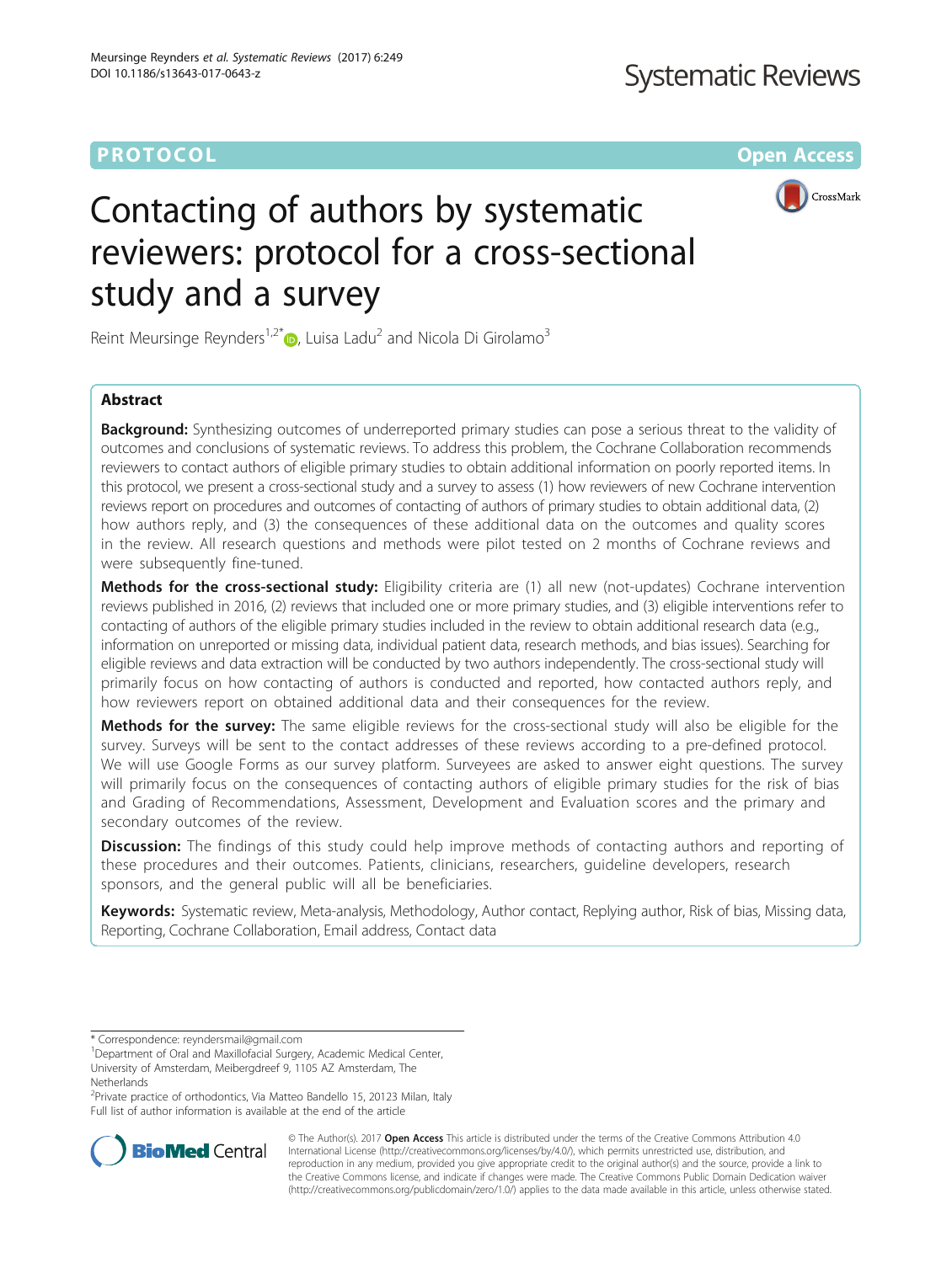**PROTOCOL** **Open Access**

# Contacting of authors by systematic reviewers: protocol for a cross-sectional study and a survey

Reint Meursinge Reynders[1,2*], Luisa Ladu[2] and Nicola Di Girolamo[3]

## Abstract

**Background:** Synthesizing outcomes of underreported primary studies can pose a serious threat to the validity of outcomes and conclusions of systematic reviews. To address this problem, the Cochrane Collaboration recommends reviewers to contact authors of eligible primary studies to obtain additional information on poorly reported items. In this protocol, we present a cross-sectional study and a survey to assess (1) how reviewers of new Cochrane intervention reviews report on procedures and outcomes of contacting of authors of primary studies to obtain additional data, (2) how authors reply, and (3) the consequences of these additional data on the outcomes and quality scores in the review. All research questions and methods were pilot tested on 2 months of Cochrane reviews and were subsequently fine-tuned.

**Methods for the cross-sectional study:** Eligibility criteria are (1) all new (not-updates) Cochrane intervention reviews published in 2016, (2) reviews that included one or more primary studies, and (3) eligible interventions refer to contacting of authors of the eligible primary studies included in the review to obtain additional research data (e.g., information on unreported or missing data, individual patient data, research methods, and bias issues). Searching for eligible reviews and data extraction will be conducted by two authors independently. The cross-sectional study will primarily focus on how contacting of authors is conducted and reported, how contacted authors reply, and how reviewers report on obtained additional data and their consequences for the review.

**Methods for the survey:** The same eligible reviews for the cross-sectional study will also be eligible for the survey. Surveys will be sent to the contact addresses of these reviews according to a pre-defined protocol. We will use Google Forms as our survey platform. Surveyees are asked to answer eight questions. The survey will primarily focus on the consequences of contacting authors of eligible primary studies for the risk of bias and Grading of Recommendations, Assessment, Development and Evaluation scores and the primary and secondary outcomes of the review.

**Discussion:** The findings of this study could help improve methods of contacting authors and reporting of these procedures and their outcomes. Patients, clinicians, researchers, guideline developers, research sponsors, and the general public will all be beneficiaries.

**Keywords:** Systematic review, Meta-analysis, Methodology, Author contact, Replying author, Risk of bias, Missing data, Reporting, Cochrane Collaboration, Email address, Contact data

---

\* Correspondence: reyndersmail@gmail.com

[1]Department of Oral and Maxillofacial Surgery, Academic Medical Center, University of Amsterdam, Meibergdreef 9, 1105 AZ Amsterdam, The Netherlands

[2]Private practice of orthodontics, Via Matteo Bandello 15, 20123 Milan, Italy

Full list of author information is available at the end of the article

© The Author(s). 2017 **Open Access** This article is distributed under the terms of the Creative Commons Attribution 4.0 International License (http://creativecommons.org/licenses/by/4.0/), which permits unrestricted use, distribution, and reproduction in any medium, provided you give appropriate credit to the original author(s) and the source, provide a link to the Creative Commons license, and indicate if changes were made. The Creative Commons Public Domain Dedication waiver (http://creativecommons.org/publicdomain/zero/1.0/) applies to the data made available in this article, unless otherwise stated.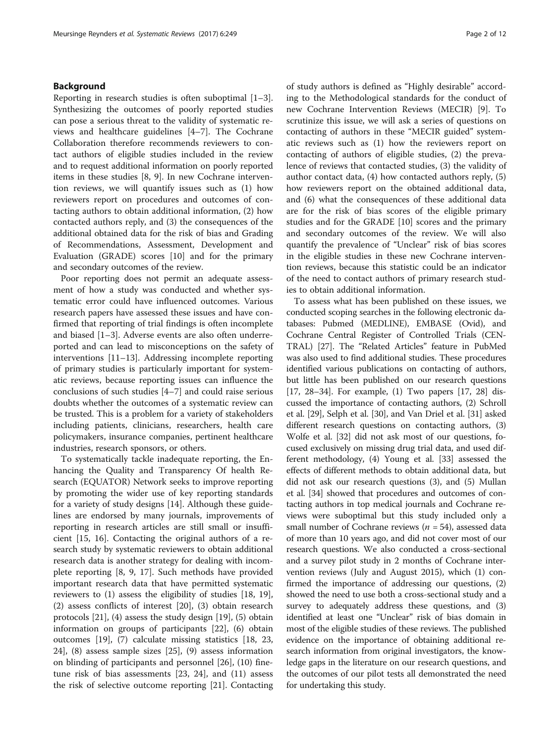## Background

Reporting in research studies is often suboptimal [1–3]. Synthesizing the outcomes of poorly reported studies can pose a serious threat to the validity of systematic reviews and healthcare guidelines [4–7]. The Cochrane Collaboration therefore recommends reviewers to contact authors of eligible studies included in the review and to request additional information on poorly reported items in these studies [8, 9]. In new Cochrane intervention reviews, we will quantify issues such as (1) how reviewers report on procedures and outcomes of contacting authors to obtain additional information, (2) how contacted authors reply, and (3) the consequences of the additional obtained data for the risk of bias and Grading of Recommendations, Assessment, Development and Evaluation (GRADE) scores [10] and for the primary and secondary outcomes of the review.

Poor reporting does not permit an adequate assessment of how a study was conducted and whether systematic error could have influenced outcomes. Various research papers have assessed these issues and have confirmed that reporting of trial findings is often incomplete and biased [1–3]. Adverse events are also often underreported and can lead to misconceptions on the safety of interventions [11–13]. Addressing incomplete reporting of primary studies is particularly important for systematic reviews, because reporting issues can influence the conclusions of such studies [4–7] and could raise serious doubts whether the outcomes of a systematic review can be trusted. This is a problem for a variety of stakeholders including patients, clinicians, researchers, health care policymakers, insurance companies, pertinent healthcare industries, research sponsors, or others.

To systematically tackle inadequate reporting, the Enhancing the Quality and Transparency Of health Research (EQUATOR) Network seeks to improve reporting by promoting the wider use of key reporting standards for a variety of study designs [14]. Although these guidelines are endorsed by many journals, improvements of reporting in research articles are still small or insufficient [15, 16]. Contacting the original authors of a research study by systematic reviewers to obtain additional research data is another strategy for dealing with incomplete reporting [8, 9, 17]. Such methods have provided important research data that have permitted systematic reviewers to (1) assess the eligibility of studies [18, 19], (2) assess conflicts of interest [20], (3) obtain research protocols [21], (4) assess the study design [19], (5) obtain information on groups of participants [22], (6) obtain outcomes [19], (7) calculate missing statistics [18, 23, 24], (8) assess sample sizes [25], (9) assess information on blinding of participants and personnel [26], (10) fine-tune risk of bias assessments [23, 24], and (11) assess the risk of selective outcome reporting [21]. Contacting of study authors is defined as "Highly desirable" according to the Methodological standards for the conduct of new Cochrane Intervention Reviews (MECIR) [9]. To scrutinize this issue, we will ask a series of questions on contacting of authors in these "MECIR guided" systematic reviews such as (1) how the reviewers report on contacting of authors of eligible studies, (2) the prevalence of reviews that contacted studies, (3) the validity of author contact data, (4) how contacted authors reply, (5) how reviewers report on the obtained additional data, and (6) what the consequences of these additional data are for the risk of bias scores of the eligible primary studies and for the GRADE [10] scores and the primary and secondary outcomes of the review. We will also quantify the prevalence of "Unclear" risk of bias scores in the eligible studies in these new Cochrane intervention reviews, because this statistic could be an indicator of the need to contact authors of primary research studies to obtain additional information.

To assess what has been published on these issues, we conducted scoping searches in the following electronic databases: Pubmed (MEDLINE), EMBASE (Ovid), and Cochrane Central Register of Controlled Trials (CENTRAL) [27]. The "Related Articles" feature in PubMed was also used to find additional studies. These procedures identified various publications on contacting of authors, but little has been published on our research questions [17, 28–34]. For example, (1) Two papers [17, 28] discussed the importance of contacting authors, (2) Schroll et al. [29], Selph et al. [30], and Van Driel et al. [31] asked different research questions on contacting authors, (3) Wolfe et al. [32] did not ask most of our questions, focused exclusively on missing drug trial data, and used different methodology, (4) Young et al. [33] assessed the effects of different methods to obtain additional data, but did not ask our research questions (3), and (5) Mullan et al. [34] showed that procedures and outcomes of contacting authors in top medical journals and Cochrane reviews were suboptimal but this study included only a small number of Cochrane reviews ($n = 54$), assessed data of more than 10 years ago, and did not cover most of our research questions. We also conducted a cross-sectional and a survey pilot study in 2 months of Cochrane intervention reviews (July and August 2015), which (1) confirmed the importance of addressing our questions, (2) showed the need to use both a cross-sectional study and a survey to adequately address these questions, and (3) identified at least one "Unclear" risk of bias domain in most of the eligible studies of these reviews. The published evidence on the importance of obtaining additional research information from original investigators, the knowledge gaps in the literature on our research questions, and the outcomes of our pilot tests all demonstrated the need for undertaking this study.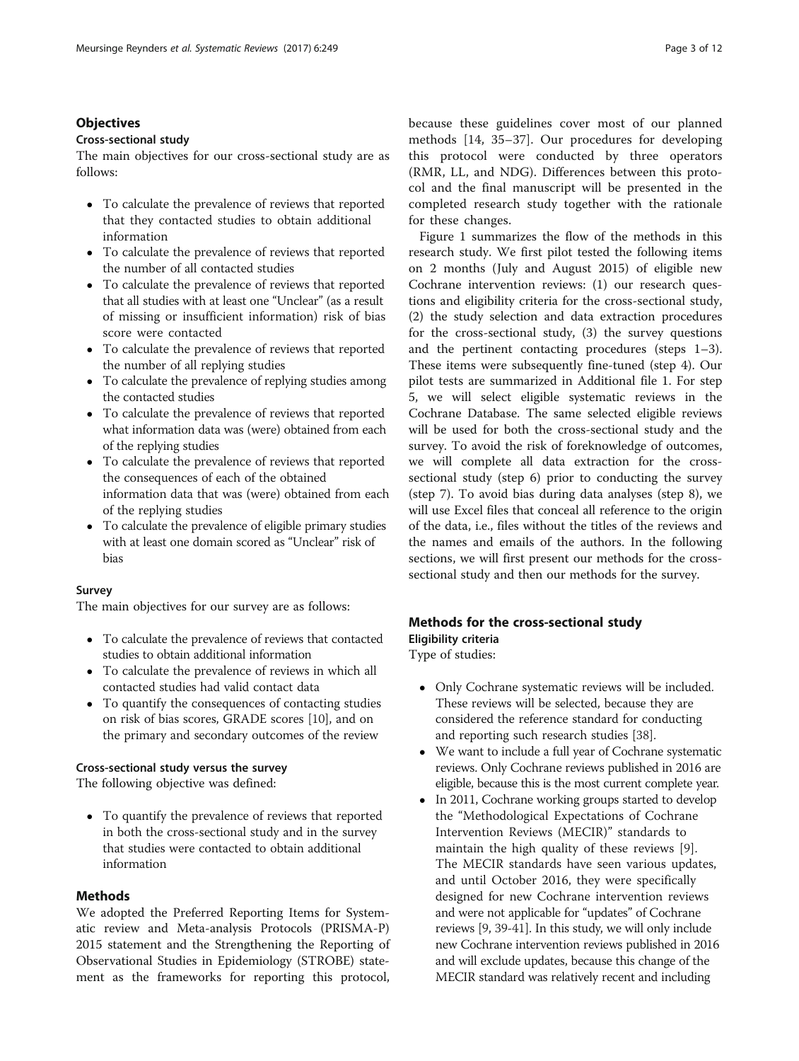## Objectives

### Cross-sectional study

The main objectives for our cross-sectional study are as follows:

- To calculate the prevalence of reviews that reported that they contacted studies to obtain additional information
- To calculate the prevalence of reviews that reported the number of all contacted studies
- To calculate the prevalence of reviews that reported that all studies with at least one "Unclear" (as a result of missing or insufficient information) risk of bias score were contacted
- To calculate the prevalence of reviews that reported the number of all replying studies
- To calculate the prevalence of replying studies among the contacted studies
- To calculate the prevalence of reviews that reported what information data was (were) obtained from each of the replying studies
- To calculate the prevalence of reviews that reported the consequences of each of the obtained information data that was (were) obtained from each of the replying studies
- To calculate the prevalence of eligible primary studies with at least one domain scored as "Unclear" risk of bias

### Survey

The main objectives for our survey are as follows:

- To calculate the prevalence of reviews that contacted studies to obtain additional information
- To calculate the prevalence of reviews in which all contacted studies had valid contact data
- To quantify the consequences of contacting studies on risk of bias scores, GRADE scores [10], and on the primary and secondary outcomes of the review

### Cross-sectional study versus the survey

The following objective was defined:

- To quantify the prevalence of reviews that reported in both the cross-sectional study and in the survey that studies were contacted to obtain additional information

## Methods

We adopted the Preferred Reporting Items for Systematic review and Meta-analysis Protocols (PRISMA-P) 2015 statement and the Strengthening the Reporting of Observational Studies in Epidemiology (STROBE) statement as the frameworks for reporting this protocol, because these guidelines cover most of our planned methods [14, 35–37]. Our procedures for developing this protocol were conducted by three operators (RMR, LL, and NDG). Differences between this protocol and the final manuscript will be presented in the completed research study together with the rationale for these changes.

Figure 1 summarizes the flow of the methods in this research study. We first pilot tested the following items on 2 months (July and August 2015) of eligible new Cochrane intervention reviews: (1) our research questions and eligibility criteria for the cross-sectional study, (2) the study selection and data extraction procedures for the cross-sectional study, (3) the survey questions and the pertinent contacting procedures (steps 1–3). These items were subsequently fine-tuned (step 4). Our pilot tests are summarized in Additional file 1. For step 5, we will select eligible systematic reviews in the Cochrane Database. The same selected eligible reviews will be used for both the cross-sectional study and the survey. To avoid the risk of foreknowledge of outcomes, we will complete all data extraction for the cross-sectional study (step 6) prior to conducting the survey (step 7). To avoid bias during data analyses (step 8), we will use Excel files that conceal all reference to the origin of the data, i.e., files without the titles of the reviews and the names and emails of the authors. In the following sections, we will first present our methods for the cross-sectional study and then our methods for the survey.

## Methods for the cross-sectional study

### Eligibility criteria

Type of studies:

- Only Cochrane systematic reviews will be included. These reviews will be selected, because they are considered the reference standard for conducting and reporting such research studies [38].
- We want to include a full year of Cochrane systematic reviews. Only Cochrane reviews published in 2016 are eligible, because this is the most current complete year.
- In 2011, Cochrane working groups started to develop the "Methodological Expectations of Cochrane Intervention Reviews (MECIR)" standards to maintain the high quality of these reviews [9]. The MECIR standards have seen various updates, and until October 2016, they were specifically designed for new Cochrane intervention reviews and were not applicable for "updates" of Cochrane reviews [9, 39-41]. In this study, we will only include new Cochrane intervention reviews published in 2016 and will exclude updates, because this change of the MECIR standard was relatively recent and including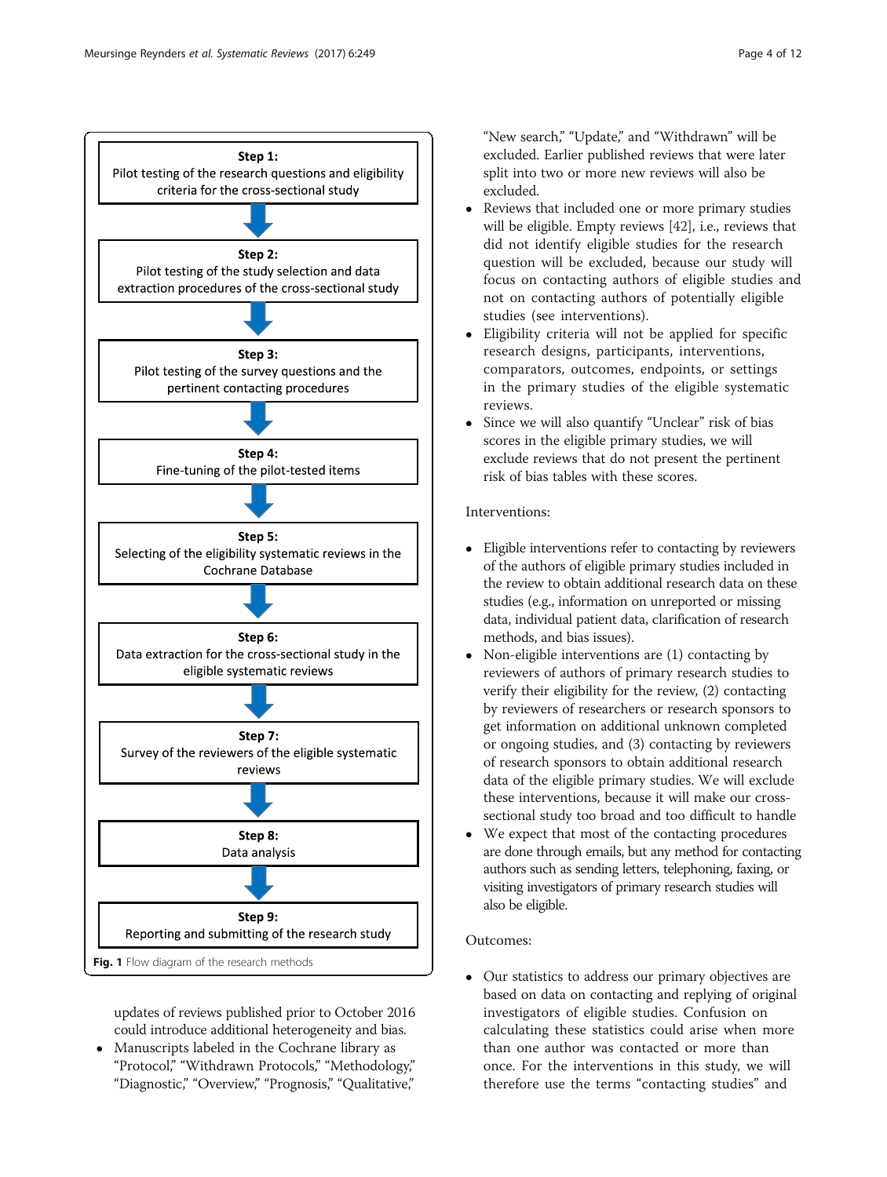**Step 1:**
Pilot testing of the research questions and eligibility criteria for the cross-sectional study

**Step 2:**
Pilot testing of the study selection and data extraction procedures of the cross-sectional study

**Step 3:**
Pilot testing of the survey questions and the pertinent contacting procedures

**Step 4:**
Fine-tuning of the pilot-tested items

**Step 5:**
Selecting of the eligibility systematic reviews in the Cochrane Database

**Step 6:**
Data extraction for the cross-sectional study in the eligible systematic reviews

**Step 7:**
Survey of the reviewers of the eligible systematic reviews

**Step 8:**
Data analysis

**Step 9:**
Reporting and submitting of the research study

**Fig. 1** Flow diagram of the research methods

updates of reviews published prior to October 2016 could introduce additional heterogeneity and bias.

- Manuscripts labeled in the Cochrane library as "Protocol," "Withdrawn Protocols," "Methodology," "Diagnostic," "Overview," "Prognosis," "Qualitative," "New search," "Update," and "Withdrawn" will be excluded. Earlier published reviews that were later split into two or more new reviews will also be excluded.
- Reviews that included one or more primary studies will be eligible. Empty reviews [42], i.e., reviews that did not identify eligible studies for the research question will be excluded, because our study will focus on contacting authors of eligible studies and not on contacting authors of potentially eligible studies (see interventions).
- Eligibility criteria will not be applied for specific research designs, participants, interventions, comparators, outcomes, endpoints, or settings in the primary studies of the eligible systematic reviews.
- Since we will also quantify "Unclear" risk of bias scores in the eligible primary studies, we will exclude reviews that do not present the pertinent risk of bias tables with these scores.

Interventions:

- Eligible interventions refer to contacting by reviewers of the authors of eligible primary studies included in the review to obtain additional research data on these studies (e.g., information on unreported or missing data, individual patient data, clarification of research methods, and bias issues).
- Non-eligible interventions are (1) contacting by reviewers of authors of primary research studies to verify their eligibility for the review, (2) contacting by reviewers of researchers or research sponsors to get information on additional unknown completed or ongoing studies, and (3) contacting by reviewers of research sponsors to obtain additional research data of the eligible primary studies. We will exclude these interventions, because it will make our cross-sectional study too broad and too difficult to handle
- We expect that most of the contacting procedures are done through emails, but any method for contacting authors such as sending letters, telephoning, faxing, or visiting investigators of primary research studies will also be eligible.

Outcomes:

- Our statistics to address our primary objectives are based on data on contacting and replying of original investigators of eligible studies. Confusion on calculating these statistics could arise when more than one author was contacted or more than once. For the interventions in this study, we will therefore use the terms "contacting studies" and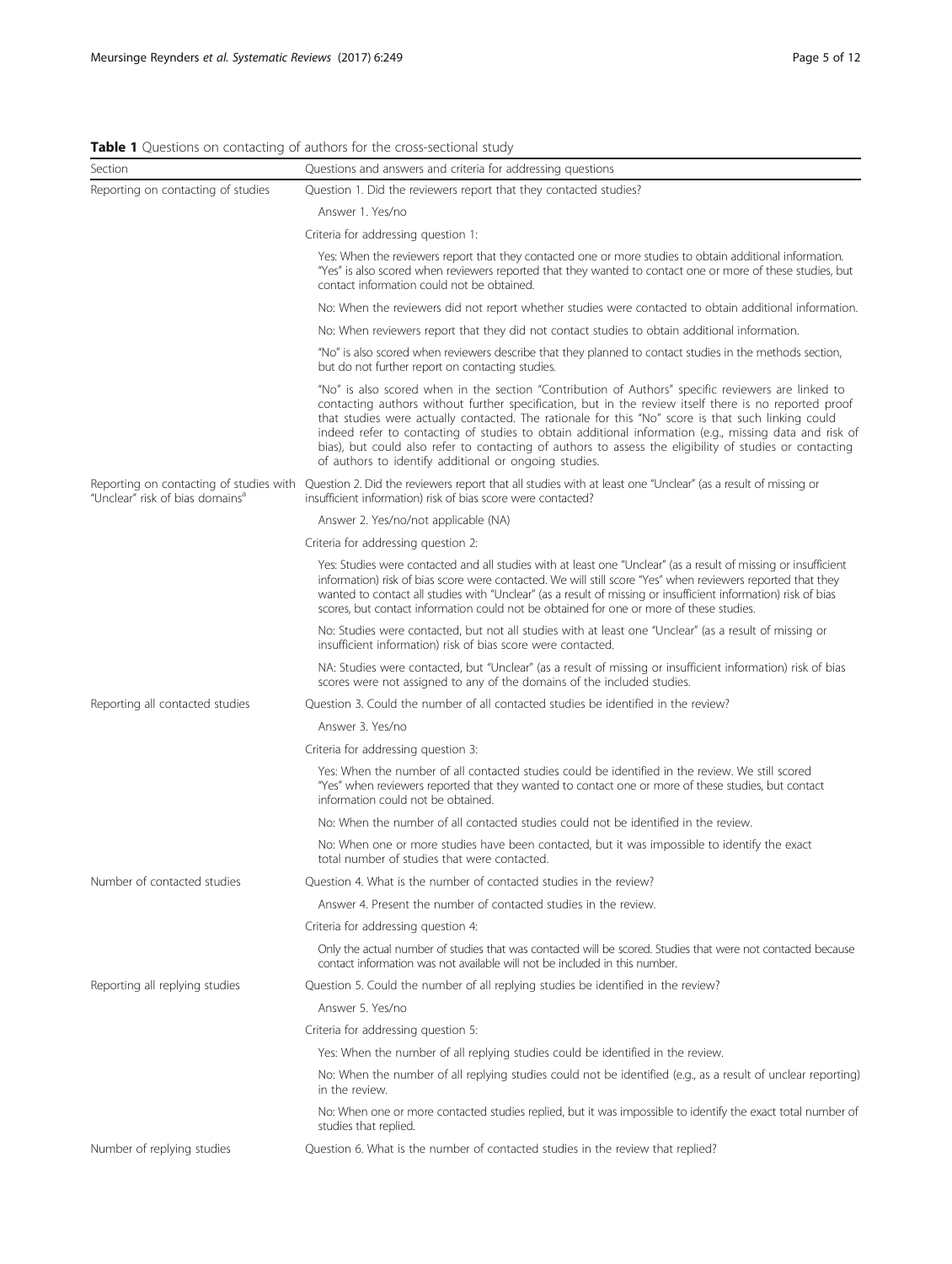**Table 1** Questions on contacting of authors for the cross-sectional study

| Section | Questions and answers and criteria for addressing questions |
|---|---|
| Reporting on contacting of studies | Question 1. Did the reviewers report that they contacted studies? |
| | Answer 1. Yes/no |
| | Criteria for addressing question 1: |
| | Yes: When the reviewers report that they contacted one or more studies to obtain additional information. "Yes" is also scored when reviewers reported that they wanted to contact one or more of these studies, but contact information could not be obtained. |
| | No: When the reviewers did not report whether studies were contacted to obtain additional information. |
| | No: When reviewers report that they did not contact studies to obtain additional information. |
| | "No" is also scored when reviewers describe that they planned to contact studies in the methods section, but do not further report on contacting studies. |
| | "No" is also scored when in the section "Contribution of Authors" specific reviewers are linked to contacting authors without further specification, but in the review itself there is no reported proof that studies were actually contacted. The rationale for this "No" score is that such linking could indeed refer to contacting of studies to obtain additional information (e.g., missing data and risk of bias), but could also refer to contacting of authors to assess the eligibility of studies or contacting of authors to identify additional or ongoing studies. |
| Reporting on contacting of studies with "Unclear" risk of bias domains[a] | Question 2. Did the reviewers report that all studies with at least one "Unclear" (as a result of missing or insufficient information) risk of bias score were contacted? |
| | Answer 2. Yes/no/not applicable (NA) |
| | Criteria for addressing question 2: |
| | Yes: Studies were contacted and all studies with at least one "Unclear" (as a result of missing or insufficient information) risk of bias score were contacted. We will still score "Yes" when reviewers reported that they wanted to contact all studies with "Unclear" (as a result of missing or insufficient information) risk of bias scores, but contact information could not be obtained for one or more of these studies. |
| | No: Studies were contacted, but not all studies with at least one "Unclear" (as a result of missing or insufficient information) risk of bias score were contacted. |
| | NA: Studies were contacted, but "Unclear" (as a result of missing or insufficient information) risk of bias scores were not assigned to any of the domains of the included studies. |
| Reporting all contacted studies | Question 3. Could the number of all contacted studies be identified in the review? |
| | Answer 3. Yes/no |
| | Criteria for addressing question 3: |
| | Yes: When the number of all contacted studies could be identified in the review. We still scored "Yes" when reviewers reported that they wanted to contact one or more of these studies, but contact information could not be obtained. |
| | No: When the number of all contacted studies could not be identified in the review. |
| | No: When one or more studies have been contacted, but it was impossible to identify the exact total number of studies that were contacted. |
| Number of contacted studies | Question 4. What is the number of contacted studies in the review? |
| | Answer 4. Present the number of contacted studies in the review. |
| | Criteria for addressing question 4: |
| | Only the actual number of studies that was contacted will be scored. Studies that were not contacted because contact information was not available will not be included in this number. |
| Reporting all replying studies | Question 5. Could the number of all replying studies be identified in the review? |
| | Answer 5. Yes/no |
| | Criteria for addressing question 5: |
| | Yes: When the number of all replying studies could be identified in the review. |
| | No: When the number of all replying studies could not be identified (e.g., as a result of unclear reporting) in the review. |
| | No: When one or more contacted studies replied, but it was impossible to identify the exact total number of studies that replied. |
| Number of replying studies | Question 6. What is the number of contacted studies in the review that replied? |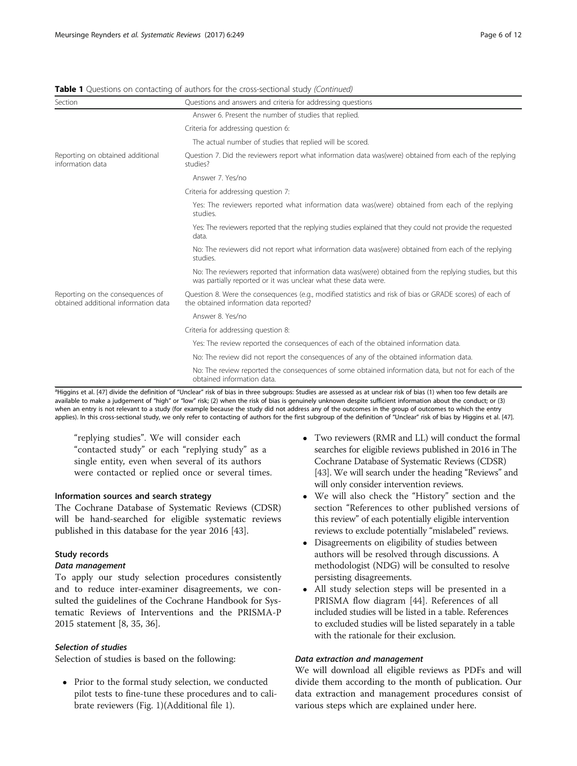**Table 1** Questions on contacting of authors for the cross-sectional study *(Continued)*

| Section | Questions and answers and criteria for addressing questions |
| --- | --- |
| | Answer 6. Present the number of studies that replied. |
| | Criteria for addressing question 6: |
| | The actual number of studies that replied will be scored. |
| Reporting on obtained additional information data | Question 7. Did the reviewers report what information data was(were) obtained from each of the replying studies? |
| | Answer 7. Yes/no |
| | Criteria for addressing question 7: |
| | Yes: The reviewers reported what information data was(were) obtained from each of the replying studies. |
| | Yes: The reviewers reported that the replying studies explained that they could not provide the requested data. |
| | No: The reviewers did not report what information data was(were) obtained from each of the replying studies. |
| | No: The reviewers reported that information data was(were) obtained from the replying studies, but this was partially reported or it was unclear what these data were. |
| Reporting on the consequences of obtained additional information data | Question 8. Were the consequences (e.g., modified statistics and risk of bias or GRADE scores) of each of the obtained information data reported? |
| | Answer 8. Yes/no |
| | Criteria for addressing question 8: |
| | Yes: The review reported the consequences of each of the obtained information data. |
| | No: The review did not report the consequences of any of the obtained information data. |
| | No: The review reported the consequences of some obtained information data, but not for each of the obtained information data. |

[a]Higgins et al. [47] divide the definition of "Unclear" risk of bias in three subgroups: Studies are assessed as at unclear risk of bias (1) when too few details are available to make a judgement of "high" or "low" risk; (2) when the risk of bias is genuinely unknown despite sufficient information about the conduct; or (3) when an entry is not relevant to a study (for example because the study did not address any of the outcomes in the group of outcomes to which the entry applies). In this cross-sectional study, we only refer to contacting of authors for the first subgroup of the definition of "Unclear" risk of bias by Higgins et al. [47].

"replying studies". We will consider each "contacted study" or each "replying study" as a single entity, even when several of its authors were contacted or replied once or several times.

#### Information sources and search strategy

The Cochrane Database of Systematic Reviews (CDSR) will be hand-searched for eligible systematic reviews published in this database for the year 2016 [43].

#### Study records

##### *Data management*

To apply our study selection procedures consistently and to reduce inter-examiner disagreements, we consulted the guidelines of the Cochrane Handbook for Systematic Reviews of Interventions and the PRISMA-P 2015 statement [8, 35, 36].

##### *Selection of studies*

Selection of studies is based on the following:

- Prior to the formal study selection, we conducted pilot tests to fine-tune these procedures and to calibrate reviewers (Fig. 1)(Additional file 1).
- Two reviewers (RMR and LL) will conduct the formal searches for eligible reviews published in 2016 in The Cochrane Database of Systematic Reviews (CDSR) [43]. We will search under the heading "Reviews" and will only consider intervention reviews.
- We will also check the "History" section and the section "References to other published versions of this review" of each potentially eligible intervention reviews to exclude potentially "mislabeled" reviews.
- Disagreements on eligibility of studies between authors will be resolved through discussions. A methodologist (NDG) will be consulted to resolve persisting disagreements.
- All study selection steps will be presented in a PRISMA flow diagram [44]. References of all included studies will be listed in a table. References to excluded studies will be listed separately in a table with the rationale for their exclusion.

##### *Data extraction and management*

We will download all eligible reviews as PDFs and will divide them according to the month of publication. Our data extraction and management procedures consist of various steps which are explained under here.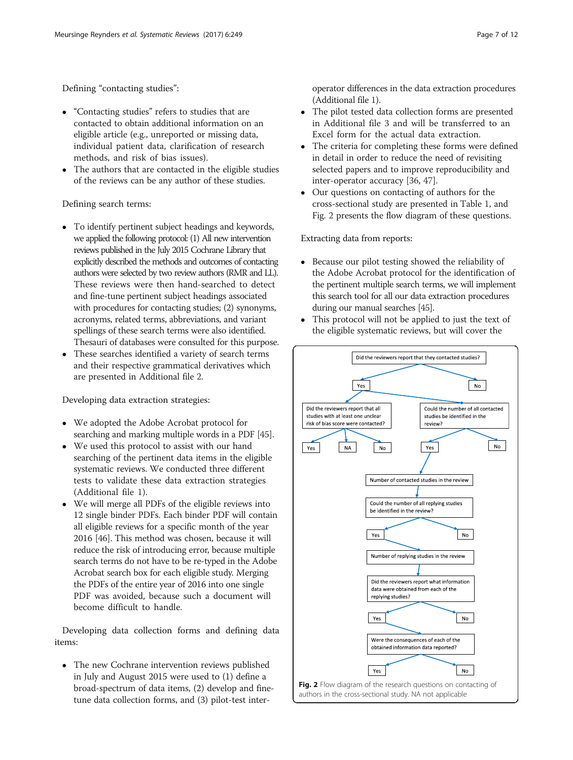Defining "contacting studies":

- "Contacting studies" refers to studies that are contacted to obtain additional information on an eligible article (e.g., unreported or missing data, individual patient data, clarification of research methods, and risk of bias issues).
- The authors that are contacted in the eligible studies of the reviews can be any author of these studies.

Defining search terms:

- To identify pertinent subject headings and keywords, we applied the following protocol: (1) All new intervention reviews published in the July 2015 Cochrane Library that explicitly described the methods and outcomes of contacting authors were selected by two review authors (RMR and LL). These reviews were then hand-searched to detect and fine-tune pertinent subject headings associated with procedures for contacting studies; (2) synonyms, acronyms, related terms, abbreviations, and variant spellings of these search terms were also identified. Thesauri of databases were consulted for this purpose.
- These searches identified a variety of search terms and their respective grammatical derivatives which are presented in Additional file 2.

Developing data extraction strategies:

- We adopted the Adobe Acrobat protocol for searching and marking multiple words in a PDF [45].
- We used this protocol to assist with our hand searching of the pertinent data items in the eligible systematic reviews. We conducted three different tests to validate these data extraction strategies (Additional file 1).
- We will merge all PDFs of the eligible reviews into 12 single binder PDFs. Each binder PDF will contain all eligible reviews for a specific month of the year 2016 [46]. This method was chosen, because it will reduce the risk of introducing error, because multiple search terms do not have to be re-typed in the Adobe Acrobat search box for each eligible study. Merging the PDFs of the entire year of 2016 into one single PDF was avoided, because such a document will become difficult to handle.

Developing data collection forms and defining data items:

- The new Cochrane intervention reviews published in July and August 2015 were used to (1) define a broad-spectrum of data items, (2) develop and fine-tune data collection forms, and (3) pilot-test inter-operator differences in the data extraction procedures (Additional file 1).
- The pilot tested data collection forms are presented in Additional file 3 and will be transferred to an Excel form for the actual data extraction.
- The criteria for completing these forms were defined in detail in order to reduce the need of revisiting selected papers and to improve reproducibility and inter-operator accuracy [36, 47].
- Our questions on contacting of authors for the cross-sectional study are presented in Table 1, and Fig. 2 presents the flow diagram of these questions.

Extracting data from reports:

- Because our pilot testing showed the reliability of the Adobe Acrobat protocol for the identification of the pertinent multiple search terms, we will implement this search tool for all our data extraction procedures during our manual searches [45].
- This protocol will not be applied to just the text of the eligible systematic reviews, but will cover the

Did the reviewers report that they contacted studies?
Yes / No

Did the reviewers report that all studies with at least one unclear risk of bias score were contacted?
Yes / NA / No

Could the number of all contacted studies be identified in the review?
Yes / No

Number of contacted studies in the review

Could the number of all replying studies be identified in the review?
Yes / No

Number of replying studies in the review

Did the reviewers report what information data were obtained from each of the replying studies?
Yes / No

Were the consequences of each of the obtained information data reported?
Yes / No

**Fig. 2** Flow diagram of the research questions on contacting of authors in the cross-sectional study. NA not applicable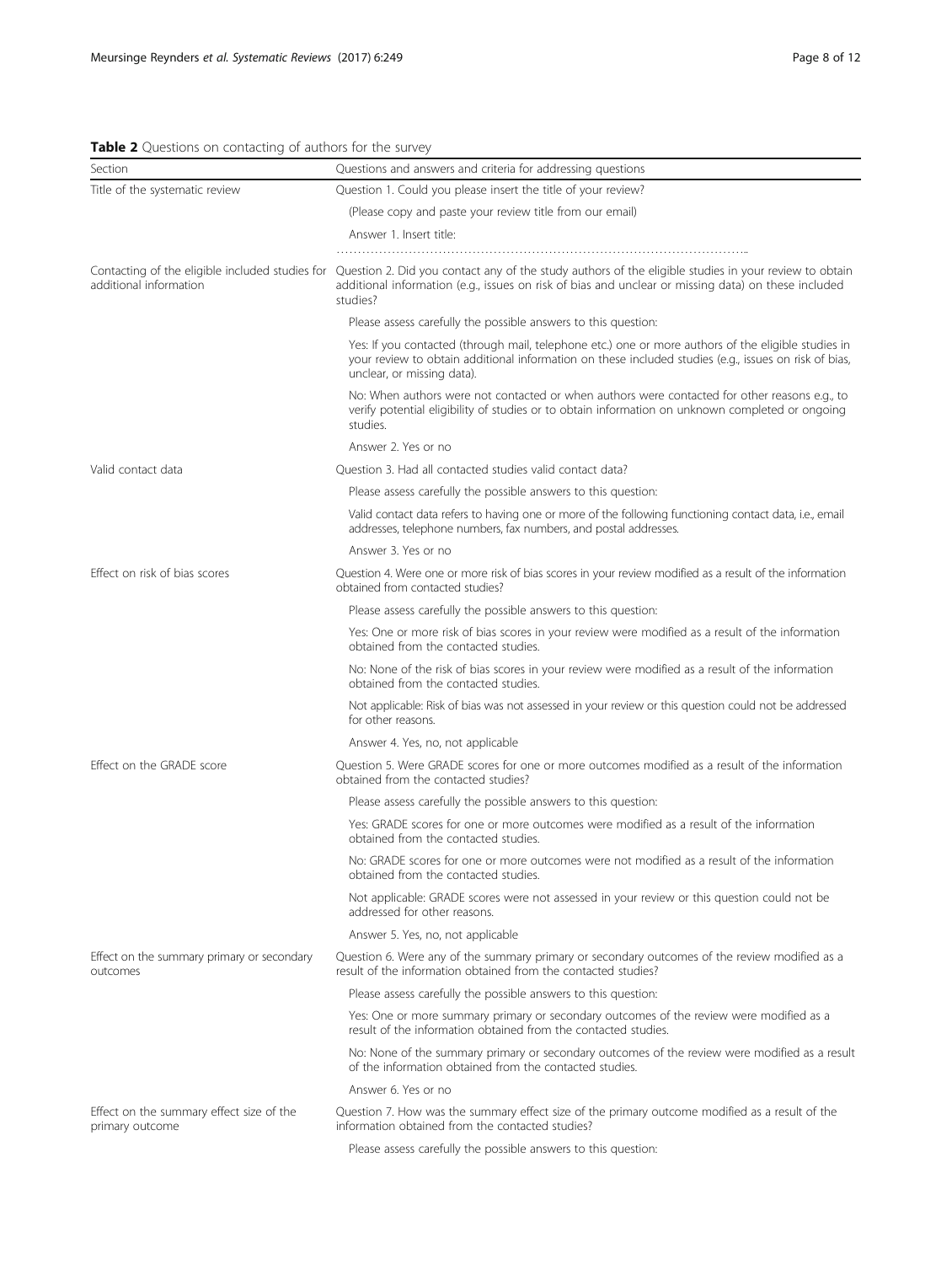**Table 2** Questions on contacting of authors for the survey

| Section | Questions and answers and criteria for addressing questions |
| --- | --- |
| Title of the systematic review | Question 1. Could you please insert the title of your review? |
| | (Please copy and paste your review title from our email) |
| | Answer 1. Insert title: |
| | ………………………………………………………………………………………….. |
| Contacting of the eligible included studies for additional information | Question 2. Did you contact any of the study authors of the eligible studies in your review to obtain additional information (e.g., issues on risk of bias and unclear or missing data) on these included studies? |
| | Please assess carefully the possible answers to this question: |
| | Yes: If you contacted (through mail, telephone etc.) one or more authors of the eligible studies in your review to obtain additional information on these included studies (e.g., issues on risk of bias, unclear, or missing data). |
| | No: When authors were not contacted or when authors were contacted for other reasons e.g., to verify potential eligibility of studies or to obtain information on unknown completed or ongoing studies. |
| | Answer 2. Yes or no |
| Valid contact data | Question 3. Had all contacted studies valid contact data? |
| | Please assess carefully the possible answers to this question: |
| | Valid contact data refers to having one or more of the following functioning contact data, i.e., email addresses, telephone numbers, fax numbers, and postal addresses. |
| | Answer 3. Yes or no |
| Effect on risk of bias scores | Question 4. Were one or more risk of bias scores in your review modified as a result of the information obtained from contacted studies? |
| | Please assess carefully the possible answers to this question: |
| | Yes: One or more risk of bias scores in your review were modified as a result of the information obtained from the contacted studies. |
| | No: None of the risk of bias scores in your review were modified as a result of the information obtained from the contacted studies. |
| | Not applicable: Risk of bias was not assessed in your review or this question could not be addressed for other reasons. |
| | Answer 4. Yes, no, not applicable |
| Effect on the GRADE score | Question 5. Were GRADE scores for one or more outcomes modified as a result of the information obtained from the contacted studies? |
| | Please assess carefully the possible answers to this question: |
| | Yes: GRADE scores for one or more outcomes were modified as a result of the information obtained from the contacted studies. |
| | No: GRADE scores for one or more outcomes were not modified as a result of the information obtained from the contacted studies. |
| | Not applicable: GRADE scores were not assessed in your review or this question could not be addressed for other reasons. |
| | Answer 5. Yes, no, not applicable |
| Effect on the summary primary or secondary outcomes | Question 6. Were any of the summary primary or secondary outcomes of the review modified as a result of the information obtained from the contacted studies? |
| | Please assess carefully the possible answers to this question: |
| | Yes: One or more summary primary or secondary outcomes of the review were modified as a result of the information obtained from the contacted studies. |
| | No: None of the summary primary or secondary outcomes of the review were modified as a result of the information obtained from the contacted studies. |
| | Answer 6. Yes or no |
| Effect on the summary effect size of the primary outcome | Question 7. How was the summary effect size of the primary outcome modified as a result of the information obtained from the contacted studies? |
| | Please assess carefully the possible answers to this question: |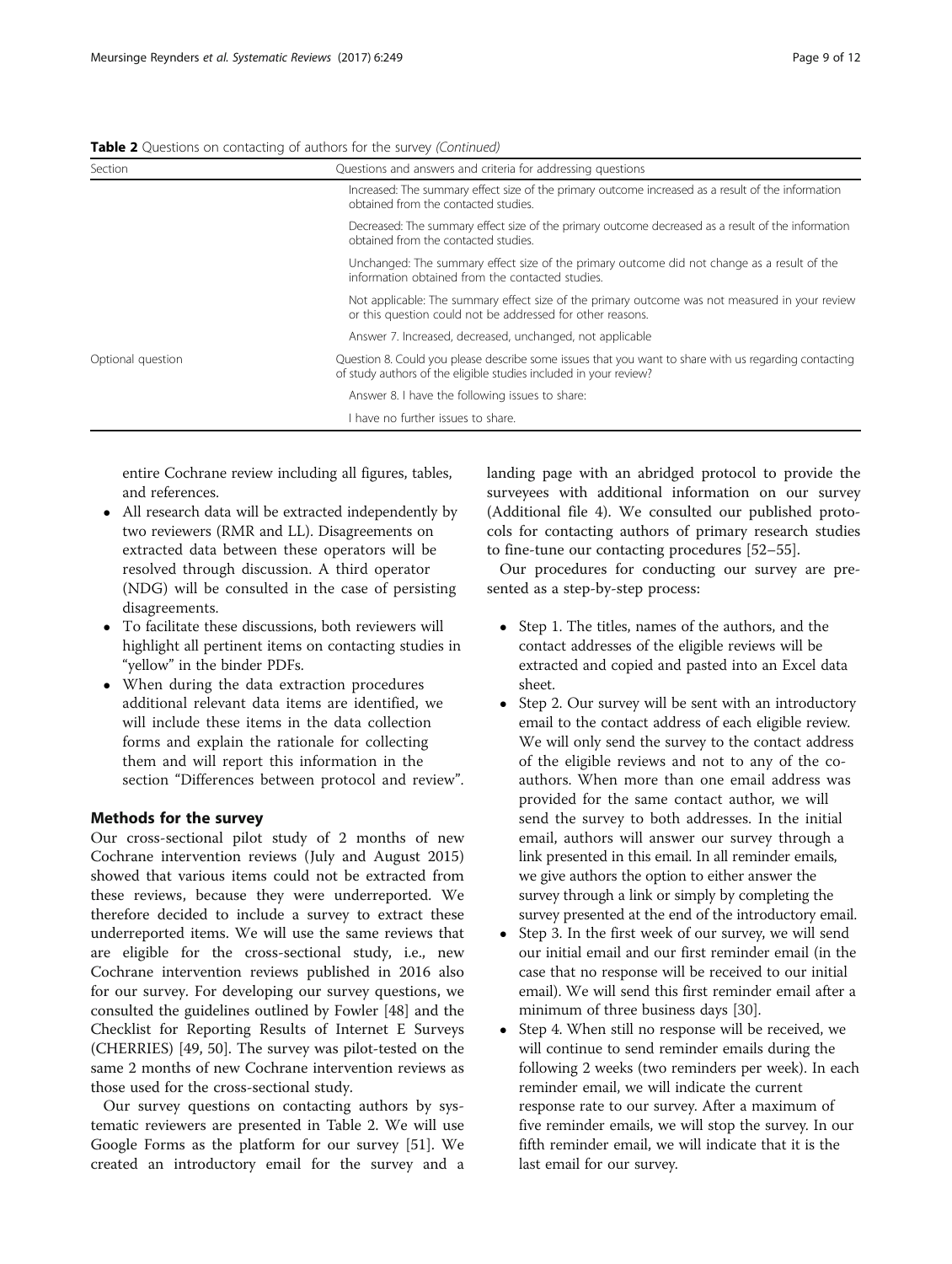**Table 2** Questions on contacting of authors for the survey *(Continued)*

| Section | Questions and answers and criteria for addressing questions |
|---|---|
| | Increased: The summary effect size of the primary outcome increased as a result of the information obtained from the contacted studies. |
| | Decreased: The summary effect size of the primary outcome decreased as a result of the information obtained from the contacted studies. |
| | Unchanged: The summary effect size of the primary outcome did not change as a result of the information obtained from the contacted studies. |
| | Not applicable: The summary effect size of the primary outcome was not measured in your review or this question could not be addressed for other reasons. |
| | Answer 7. Increased, decreased, unchanged, not applicable |
| Optional question | Question 8. Could you please describe some issues that you want to share with us regarding contacting of study authors of the eligible studies included in your review? |
| | Answer 8. I have the following issues to share: |
| | I have no further issues to share. |

entire Cochrane review including all figures, tables, and references.

- All research data will be extracted independently by two reviewers (RMR and LL). Disagreements on extracted data between these operators will be resolved through discussion. A third operator (NDG) will be consulted in the case of persisting disagreements.
- To facilitate these discussions, both reviewers will highlight all pertinent items on contacting studies in "yellow" in the binder PDFs.
- When during the data extraction procedures additional relevant data items are identified, we will include these items in the data collection forms and explain the rationale for collecting them and will report this information in the section "Differences between protocol and review".

## Methods for the survey

Our cross-sectional pilot study of 2 months of new Cochrane intervention reviews (July and August 2015) showed that various items could not be extracted from these reviews, because they were underreported. We therefore decided to include a survey to extract these underreported items. We will use the same reviews that are eligible for the cross-sectional study, i.e., new Cochrane intervention reviews published in 2016 also for our survey. For developing our survey questions, we consulted the guidelines outlined by Fowler [48] and the Checklist for Reporting Results of Internet E Surveys (CHERRIES) [49, 50]. The survey was pilot-tested on the same 2 months of new Cochrane intervention reviews as those used for the cross-sectional study.

Our survey questions on contacting authors by systematic reviewers are presented in Table 2. We will use Google Forms as the platform for our survey [51]. We created an introductory email for the survey and a landing page with an abridged protocol to provide the surveyees with additional information on our survey (Additional file 4). We consulted our published protocols for contacting authors of primary research studies to fine-tune our contacting procedures [52–55].

Our procedures for conducting our survey are presented as a step-by-step process:

- Step 1. The titles, names of the authors, and the contact addresses of the eligible reviews will be extracted and copied and pasted into an Excel data sheet.
- Step 2. Our survey will be sent with an introductory email to the contact address of each eligible review. We will only send the survey to the contact address of the eligible reviews and not to any of the co-authors. When more than one email address was provided for the same contact author, we will send the survey to both addresses. In the initial email, authors will answer our survey through a link presented in this email. In all reminder emails, we give authors the option to either answer the survey through a link or simply by completing the survey presented at the end of the introductory email.
- Step 3. In the first week of our survey, we will send our initial email and our first reminder email (in the case that no response will be received to our initial email). We will send this first reminder email after a minimum of three business days [30].
- Step 4. When still no response will be received, we will continue to send reminder emails during the following 2 weeks (two reminders per week). In each reminder email, we will indicate the current response rate to our survey. After a maximum of five reminder emails, we will stop the survey. In our fifth reminder email, we will indicate that it is the last email for our survey.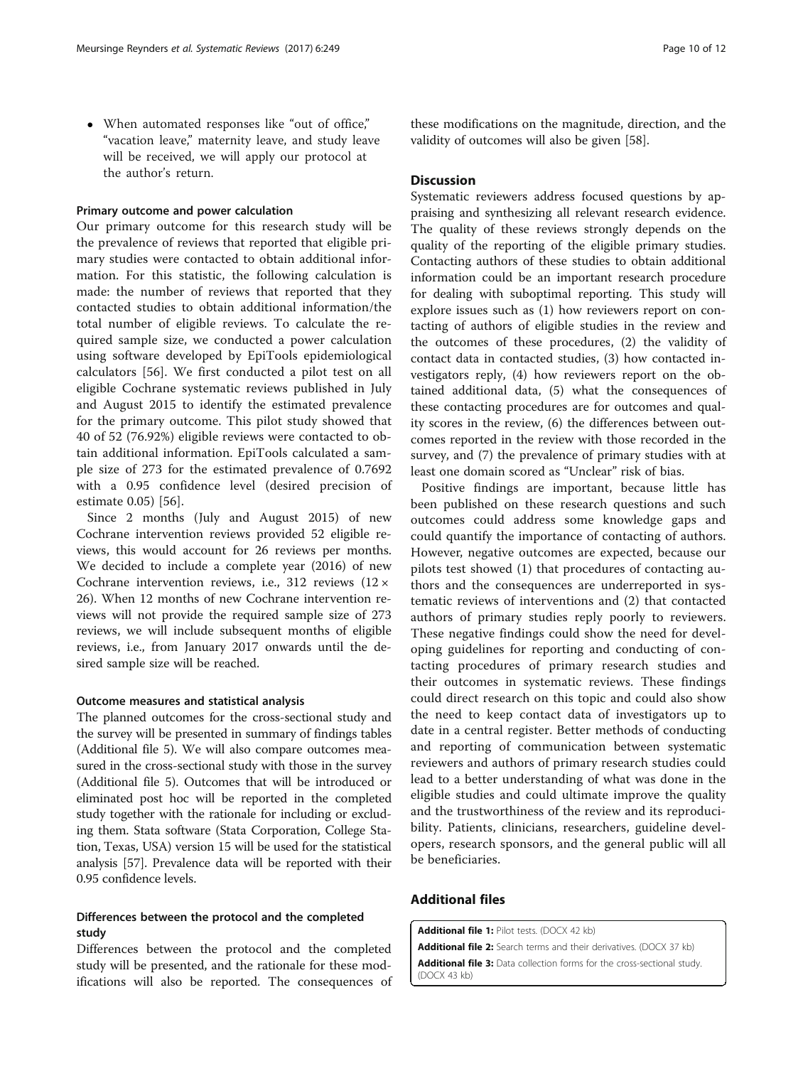- When automated responses like "out of office," "vacation leave," maternity leave, and study leave will be received, we will apply our protocol at the author's return.

#### Primary outcome and power calculation

Our primary outcome for this research study will be the prevalence of reviews that reported that eligible primary studies were contacted to obtain additional information. For this statistic, the following calculation is made: the number of reviews that reported that they contacted studies to obtain additional information/the total number of eligible reviews. To calculate the required sample size, we conducted a power calculation using software developed by EpiTools epidemiological calculators [56]. We first conducted a pilot test on all eligible Cochrane systematic reviews published in July and August 2015 to identify the estimated prevalence for the primary outcome. This pilot study showed that 40 of 52 (76.92%) eligible reviews were contacted to obtain additional information. EpiTools calculated a sample size of 273 for the estimated prevalence of 0.7692 with a 0.95 confidence level (desired precision of estimate 0.05) [56].

Since 2 months (July and August 2015) of new Cochrane intervention reviews provided 52 eligible reviews, this would account for 26 reviews per months. We decided to include a complete year (2016) of new Cochrane intervention reviews, i.e., 312 reviews ($12 \times 26$). When 12 months of new Cochrane intervention reviews will not provide the required sample size of 273 reviews, we will include subsequent months of eligible reviews, i.e., from January 2017 onwards until the desired sample size will be reached.

#### Outcome measures and statistical analysis

The planned outcomes for the cross-sectional study and the survey will be presented in summary of findings tables (Additional file 5). We will also compare outcomes measured in the cross-sectional study with those in the survey (Additional file 5). Outcomes that will be introduced or eliminated post hoc will be reported in the completed study together with the rationale for including or excluding them. Stata software (Stata Corporation, College Station, Texas, USA) version 15 will be used for the statistical analysis [57]. Prevalence data will be reported with their 0.95 confidence levels.

### Differences between the protocol and the completed study

Differences between the protocol and the completed study will be presented, and the rationale for these modifications will also be reported. The consequences of these modifications on the magnitude, direction, and the validity of outcomes will also be given [58].

## Discussion

Systematic reviewers address focused questions by appraising and synthesizing all relevant research evidence. The quality of these reviews strongly depends on the quality of the reporting of the eligible primary studies. Contacting authors of these studies to obtain additional information could be an important research procedure for dealing with suboptimal reporting. This study will explore issues such as (1) how reviewers report on contacting of authors of eligible studies in the review and the outcomes of these procedures, (2) the validity of contact data in contacted studies, (3) how contacted investigators reply, (4) how reviewers report on the obtained additional data, (5) what the consequences of these contacting procedures are for outcomes and quality scores in the review, (6) the differences between outcomes reported in the review with those recorded in the survey, and (7) the prevalence of primary studies with at least one domain scored as "Unclear" risk of bias.

Positive findings are important, because little has been published on these research questions and such outcomes could address some knowledge gaps and could quantify the importance of contacting of authors. However, negative outcomes are expected, because our pilots test showed (1) that procedures of contacting authors and the consequences are underreported in systematic reviews of interventions and (2) that contacted authors of primary studies reply poorly to reviewers. These negative findings could show the need for developing guidelines for reporting and conducting of contacting procedures of primary research studies and their outcomes in systematic reviews. These findings could direct research on this topic and could also show the need to keep contact data of investigators up to date in a central register. Better methods of conducting and reporting of communication between systematic reviewers and authors of primary research studies could lead to a better understanding of what was done in the eligible studies and could ultimate improve the quality and the trustworthiness of the review and its reproducibility. Patients, clinicians, researchers, guideline developers, research sponsors, and the general public will all be beneficiaries.

## Additional files

**Additional file 1:** Pilot tests. (DOCX 42 kb)

**Additional file 2:** Search terms and their derivatives. (DOCX 37 kb)

**Additional file 3:** Data collection forms for the cross-sectional study. (DOCX 43 kb)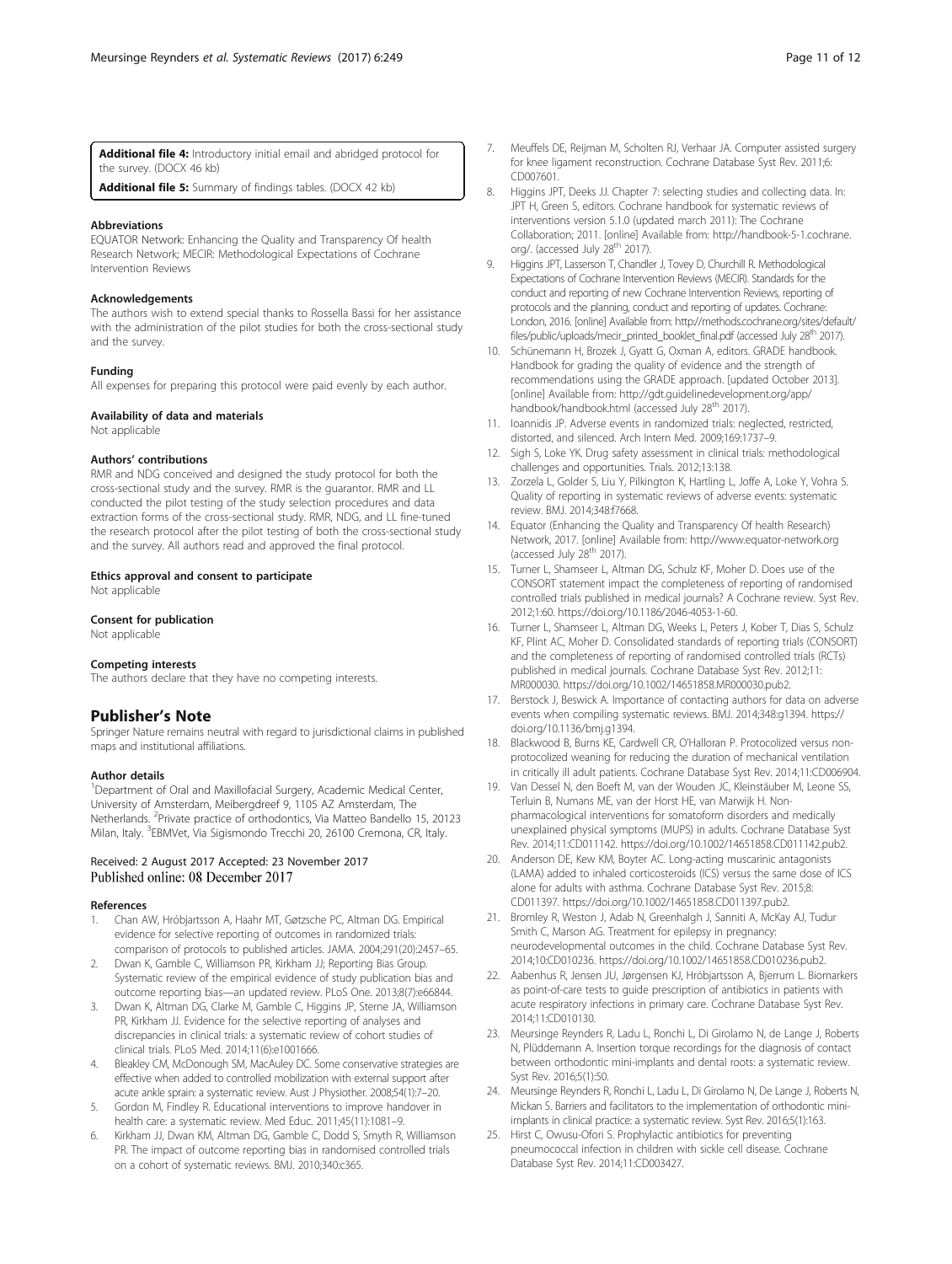**Additional file 4:** Introductory initial email and abridged protocol for the survey. (DOCX 46 kb)

**Additional file 5:** Summary of findings tables. (DOCX 42 kb)

#### Abbreviations

EQUATOR Network: Enhancing the Quality and Transparency Of health Research Network; MECIR: Methodological Expectations of Cochrane Intervention Reviews

#### Acknowledgements

The authors wish to extend special thanks to Rossella Bassi for her assistance with the administration of the pilot studies for both the cross-sectional study and the survey.

#### Funding

All expenses for preparing this protocol were paid evenly by each author.

#### Availability of data and materials

Not applicable

#### Authors' contributions

RMR and NDG conceived and designed the study protocol for both the cross-sectional study and the survey. RMR is the guarantor. RMR and LL conducted the pilot testing of the study selection procedures and data extraction forms of the cross-sectional study. RMR, NDG, and LL fine-tuned the research protocol after the pilot testing of both the cross-sectional study and the survey. All authors read and approved the final protocol.

#### Ethics approval and consent to participate

Not applicable

#### Consent for publication

Not applicable

#### Competing interests

The authors declare that they have no competing interests.

## Publisher's Note

Springer Nature remains neutral with regard to jurisdictional claims in published maps and institutional affiliations.

#### Author details

[1]Department of Oral and Maxillofacial Surgery, Academic Medical Center, University of Amsterdam, Meibergdreef 9, 1105 AZ Amsterdam, The Netherlands. [2]Private practice of orthodontics, Via Matteo Bandello 15, 20123 Milan, Italy. [3]EBMVet, Via Sigismondo Trecchi 20, 26100 Cremona, CR, Italy.

Received: 2 August 2017 Accepted: 23 November 2017
Published online: 08 December 2017

#### References

1. Chan AW, Hróbjartsson A, Haahr MT, Gøtzsche PC, Altman DG. Empirical evidence for selective reporting of outcomes in randomized trials: comparison of protocols to published articles. JAMA. 2004;291(20):2457–65.
2. Dwan K, Gamble C, Williamson PR, Kirkham JJ; Reporting Bias Group. Systematic review of the empirical evidence of study publication bias and outcome reporting bias—an updated review. PLoS One. 2013;8(7):e66844.
3. Dwan K, Altman DG, Clarke M, Gamble C, Higgins JP, Sterne JA, Williamson PR, Kirkham JJ. Evidence for the selective reporting of analyses and discrepancies in clinical trials: a systematic review of cohort studies of clinical trials. PLoS Med. 2014;11(6):e1001666.
4. Bleakley CM, McDonough SM, MacAuley DC. Some conservative strategies are effective when added to controlled mobilization with external support after acute ankle sprain: a systematic review. Aust J Physiother. 2008;54(1):7–20.
5. Gordon M, Findley R. Educational interventions to improve handover in health care: a systematic review. Med Educ. 2011;45(11):1081–9.
6. Kirkham JJ, Dwan KM, Altman DG, Gamble C, Dodd S, Smyth R, Williamson PR. The impact of outcome reporting bias in randomised controlled trials on a cohort of systematic reviews. BMJ. 2010;340:c365.
7. Meuffels DE, Reijman M, Scholten RJ, Verhaar JA. Computer assisted surgery for knee ligament reconstruction. Cochrane Database Syst Rev. 2011;6: CD007601.
8. Higgins JPT, Deeks JJ. Chapter 7: selecting studies and collecting data. In: JPT H, Green S, editors. Cochrane handbook for systematic reviews of interventions version 5.1.0 (updated march 2011): The Cochrane Collaboration; 2011. [online] Available from: http://handbook-5-1.cochrane.org/. (accessed July 28th 2017).
9. Higgins JPT, Lasserson T, Chandler J, Tovey D, Churchill R. Methodological Expectations of Cochrane Intervention Reviews (MECIR). Standards for the conduct and reporting of new Cochrane Intervention Reviews, reporting of protocols and the planning, conduct and reporting of updates. Cochrane: London, 2016. [online] Available from: http://methods.cochrane.org/sites/default/files/public/uploads/mecir_printed_booklet_final.pdf (accessed July 28th 2017).
10. Schünemann H, Brozek J, Gyatt G, Oxman A, editors. GRADE handbook. Handbook for grading the quality of evidence and the strength of recommendations using the GRADE approach. [updated October 2013]. [online] Available from: http://gdt.guidelinedevelopment.org/app/handbook/handbook.html (accessed July 28th 2017).
11. Ioannidis JP. Adverse events in randomized trials: neglected, restricted, distorted, and silenced. Arch Intern Med. 2009;169:1737–9.
12. Sigh S, Loke YK. Drug safety assessment in clinical trials: methodological challenges and opportunities. Trials. 2012;13:138.
13. Zorzela L, Golder S, Liu Y, Pilkington K, Hartling L, Joffe A, Loke Y, Vohra S. Quality of reporting in systematic reviews of adverse events: systematic review. BMJ. 2014;348:f7668.
14. Equator (Enhancing the Quality and Transparency Of health Research) Network, 2017. [online] Available from: http://www.equator-network.org (accessed July 28th 2017).
15. Turner L, Shamseer L, Altman DG, Schulz KF, Moher D. Does use of the CONSORT statement impact the completeness of reporting of randomised controlled trials published in medical journals? A Cochrane review. Syst Rev. 2012;1:60. https://doi.org/10.1186/2046-4053-1-60.
16. Turner L, Shamseer L, Altman DG, Weeks L, Peters J, Kober T, Dias S, Schulz KF, Plint AC, Moher D. Consolidated standards of reporting trials (CONSORT) and the completeness of reporting of randomised controlled trials (RCTs) published in medical journals. Cochrane Database Syst Rev. 2012;11: MR000030. https://doi.org/10.1002/14651858.MR000030.pub2.
17. Berstock J, Beswick A. Importance of contacting authors for data on adverse events when compiling systematic reviews. BMJ. 2014;348:g1394. https://doi.org/10.1136/bmj.g1394.
18. Blackwood B, Burns KE, Cardwell CR, O'Halloran P. Protocolized versus non-protocolized weaning for reducing the duration of mechanical ventilation in critically ill adult patients. Cochrane Database Syst Rev. 2014;11:CD006904.
19. Van Dessel N, den Boeft M, van der Wouden JC, Kleinstäuber M, Leone SS, Terluin B, Numans ME, van der Horst HE, van Marwijk H. Non-pharmacological interventions for somatoform disorders and medically unexplained physical symptoms (MUPS) in adults. Cochrane Database Syst Rev. 2014;11:CD011142. https://doi.org/10.1002/14651858.CD011142.pub2.
20. Anderson DE, Kew KM, Boyter AC. Long-acting muscarinic antagonists (LAMA) added to inhaled corticosteroids (ICS) versus the same dose of ICS alone for adults with asthma. Cochrane Database Syst Rev. 2015;8: CD011397. https://doi.org/10.1002/14651858.CD011397.pub2.
21. Bromley R, Weston J, Adab N, Greenhalgh J, Sanniti A, McKay AJ, Tudur Smith C, Marson AG. Treatment for epilepsy in pregnancy: neurodevelopmental outcomes in the child. Cochrane Database Syst Rev. 2014;10:CD010236. https://doi.org/10.1002/14651858.CD010236.pub2.
22. Aabenhus R, Jensen JU, Jørgensen KJ, Hróbjartsson A, Bjerrum L. Biomarkers as point-of-care tests to guide prescription of antibiotics in patients with acute respiratory infections in primary care. Cochrane Database Syst Rev. 2014;11:CD010130.
23. Meursinge Reynders R, Ladu L, Ronchi L, Di Girolamo N, de Lange J, Roberts N, Plüddemann A. Insertion torque recordings for the diagnosis of contact between orthodontic mini-implants and dental roots: a systematic review. Syst Rev. 2016;5(1):50.
24. Meursinge Reynders R, Ronchi L, Ladu L, Di Girolamo N, De Lange J, Roberts N, Mickan S. Barriers and facilitators to the implementation of orthodontic mini-implants in clinical practice: a systematic review. Syst Rev. 2016;5(1):163.
25. Hirst C, Owusu-Ofori S. Prophylactic antibiotics for preventing pneumococcal infection in children with sickle cell disease. Cochrane Database Syst Rev. 2014;11:CD003427.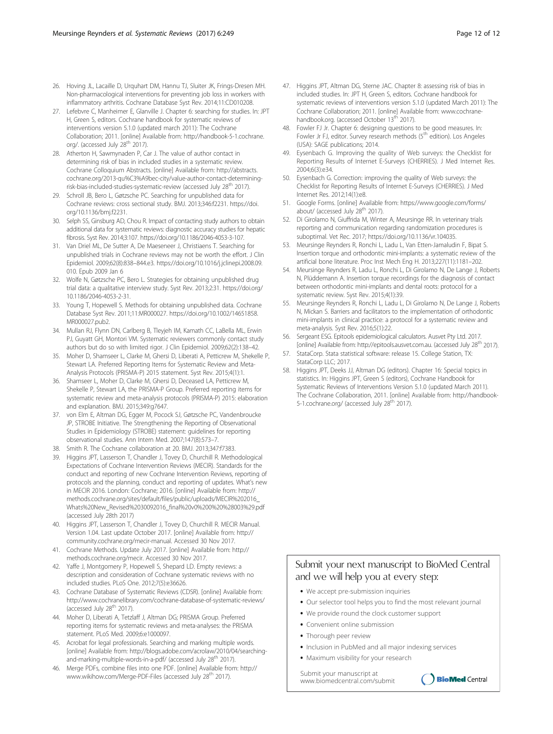26. Hoving JL, Lacaille D, Urquhart DM, Hannu TJ, Sluiter JK, Frings-Dresen MH. Non-pharmacological interventions for preventing job loss in workers with inflammatory arthritis. Cochrane Database Syst Rev. 2014;11:CD010208.
27. Lefebvre C, Manheimer E, Glanville J. Chapter 6: searching for studies. In: JPT H, Green S, editors. Cochrane handbook for systematic reviews of interventions version 5.1.0 (updated march 2011): The Cochrane Collaboration; 2011. [online] Available from: http://handbook-5-1.cochrane.org/. (accessed July 28[th] 2017).
28. Atherton H, Sawmynaden P, Car J. The value of author contact in determining risk of bias in included studies in a systematic review. Cochrane Colloquium Abstracts. [online] Available from: http://abstracts.cochrane.org/2013-qu%C3%A9bec-city/value-author-contact-determining-risk-bias-included-studies-systematic-review (accessed July 28[th] 2017).
29. Schroll JB, Bero L, Gøtzsche PC. Searching for unpublished data for Cochrane reviews: cross sectional study. BMJ. 2013;346:f2231. https://doi.org/10.1136/bmj.f2231.
30. Selph SS, Ginsburg AD, Chou R. Impact of contacting study authors to obtain additional data for systematic reviews: diagnostic accuracy studies for hepatic fibrosis. Syst Rev. 2014;3:107. https://doi.org/10.1186/2046-4053-3-107.
31. Van Driel ML, De Sutter A, De Maeseneer J, Christiaens T. Searching for unpublished trials in Cochrane reviews may not be worth the effort. J Clin Epidemiol. 2009;62(8):838–844.e3. https://doi.org/10.1016/j.jclinepi.2008.09.010. Epub 2009 Jan 6
32. Wolfe N, Gøtzsche PC, Bero L. Strategies for obtaining unpublished drug trial data: a qualitative interview study. Syst Rev. 2013;2:31. https://doi.org/10.1186/2046-4053-2-31.
33. Young T, Hopewell S. Methods for obtaining unpublished data. Cochrane Database Syst Rev. 2011;11:MR000027. https://doi.org/10.1002/14651858.MR000027.pub2.
34. Mullan RJ, Flynn DN, Carlberg B, Tleyjeh IM, Kamath CC, LaBella ML, Erwin PJ, Guyatt GH, Montori VM. Systematic reviewers commonly contact study authors but do so with limited rigor. J Clin Epidemiol. 2009;62(2):138–42.
35. Moher D, Shamseer L, Clarke M, Ghersi D, Liberati A, Petticrew M, Shekelle P, Stewart LA. Preferred Reporting Items for Systematic Review and Meta-Analysis Protocols (PRISMA-P) 2015 statement. Syst Rev. 2015;4(1):1.
36. Shamseer L, Moher D, Clarke M, Ghersi D, Deceased LA, Petticrew M, Shekelle P, Stewart LA, the PRISMA-P Group. Preferred reporting items for systematic review and meta-analysis protocols (PRISMA-P) 2015: elaboration and explanation. BMJ. 2015;349:g7647.
37. von Elm E, Altman DG, Egger M, Pocock SJ, Gøtzsche PC, Vandenbroucke JP, STROBE Initiative. The Strengthening the Reporting of Observational Studies in Epidemiology (STROBE) statement: guidelines for reporting observational studies. Ann Intern Med. 2007;147(8):573–7.
38. Smith R. The Cochrane collaboration at 20. BMJ. 2013;347:f7383.
39. Higgins JPT, Lasserson T, Chandler J, Tovey D, Churchill R. Methodological Expectations of Cochrane Intervention Reviews (MECIR). Standards for the conduct and reporting of new Cochrane Intervention Reviews, reporting of protocols and the planning, conduct and reporting of updates. What's new in MECIR 2016. London: Cochrane; 2016. [online] Available from: http://methods.cochrane.org/sites/default/files/public/uploads/MECIR%202016_Whats%20New_Revised%2030092016_final%20v0%200%20%28003%29.pdf (accessed July 28th 2017)
40. Higgins JPT, Lasserson T, Chandler J, Tovey D, Churchill R. MECIR Manual. Version 1.04. Last update October 2017. [online] Available from: http://community.cochrane.org/mecir-manual. Accessed 30 Nov 2017.
41. Cochrane Methods. Update July 2017. [online] Available from: http://methods.cochrane.org/mecir. Accessed 30 Nov 2017.
42. Yaffe J, Montgomery P, Hopewell S, Shepard LD. Empty reviews: a description and consideration of Cochrane systematic reviews with no included studies. PLoS One. 2012;7(5):e36626.
43. Cochrane Database of Systematic Reviews (CDSR). [online] Available from: http://www.cochranelibrary.com/cochrane-database-of-systematic-reviews/ (accessed July 28[th] 2017).
44. Moher D, Liberati A, Tetzlaff J, Altman DG; PRISMA Group. Preferred reporting items for systematic reviews and meta-analyses: the PRISMA statement. PLoS Med. 2009;6:e1000097.
45. Acrobat for legal professionals. Searching and marking multiple words. [online] Available from: http://blogs.adobe.com/acrolaw/2010/04/searching-and-marking-multiple-words-in-a-pdf/ (accessed July 28[th] 2017).
46. Merge PDFs, combine files into one PDF. [online] Available from: http://www.wikihow.com/Merge-PDF-Files (accessed July 28[th] 2017).
47. Higgins JPT, Altman DG, Sterne JAC. Chapter 8: assessing risk of bias in included studies. In: JPT H, Green S, editors. Cochrane handbook for systematic reviews of interventions version 5.1.0 (updated March 2011): The Cochrane Collaboration; 2011. [online] Available from: www.cochrane-handbook.org. (accessed October 13[th] 2017).
48. Fowler FJ Jr. Chapter 6: designing questions to be good measures. In: Fowler Jr FJ, editor. Survey research methods (5[th] edition). Los Angeles (USA): SAGE publications; 2014.
49. Eysenbach G. Improving the quality of Web surveys: the Checklist for Reporting Results of Internet E-Surveys (CHERRIES). J Med Internet Res. 2004;6(3):e34.
50. Eysenbach G. Correction: improving the quality of Web surveys: the Checklist for Reporting Results of Internet E-Surveys (CHERRIES). J Med Internet Res. 2012;14(1):e8.
51. Google Forms. [online] Available from: https://www.google.com/forms/about/ (accessed July 28[th] 2017).
52. Di Girolamo N, Giuffrida M, Winter A, Meursinge RR. In veterinary trials reporting and communication regarding randomization procedures is suboptimal. Vet Rec. 2017; https://doi.org/10.1136/vr.104035.
53. Meursinge Reynders R, Ronchi L, Ladu L, Van Etten-Jamaludin F, Bipat S. Insertion torque and orthodontic mini-implants: a systematic review of the artificial bone literature. Proc Inst Mech Eng H. 2013;227(11):1181–202.
54. Meursinge Reynders R, Ladu L, Ronchi L, Di Girolamo N, De Lange J, Roberts N, Plüddemann A. Insertion torque recordings for the diagnosis of contact between orthodontic mini-implants and dental roots: protocol for a systematic review. Syst Rev. 2015;4(1):39.
55. Meursinge Reynders R, Ronchi L, Ladu L, Di Girolamo N, De Lange J, Roberts N, Mickan S. Barriers and facilitators to the implementation of orthodontic mini-implants in clinical practice: a protocol for a systematic review and meta-analysis. Syst Rev. 2016;5(1):22.
56. Sergeant ESG. Epitools epidemiological calculators. Ausvet Pty Ltd. 2017. [online] Available from: http://epitools.ausvet.com.au. (accessed July 28[th] 2017).
57. StataCorp. Stata statistical software: release 15. College Station, TX: StataCorp LLC; 2017.
58. Higgins JPT, Deeks JJ, Altman DG (editors). Chapter 16: Special topics in statistics. In: Higgins JPT, Green S (editors), Cochrane Handbook for Systematic Reviews of Interventions Version 5.1.0 (updated March 2011). The Cochrane Collaboration, 2011. [online] Available from: http://handbook-5-1.cochrane.org/ (accessed July 28[th] 2017).

Submit your next manuscript to BioMed Central and we will help you at every step:

- We accept pre-submission inquiries
- Our selector tool helps you to find the most relevant journal
- We provide round the clock customer support
- Convenient online submission
- Thorough peer review
- Inclusion in PubMed and all major indexing services
- Maximum visibility for your research

Submit your manuscript at www.biomedcentral.com/submit

BioMed Central